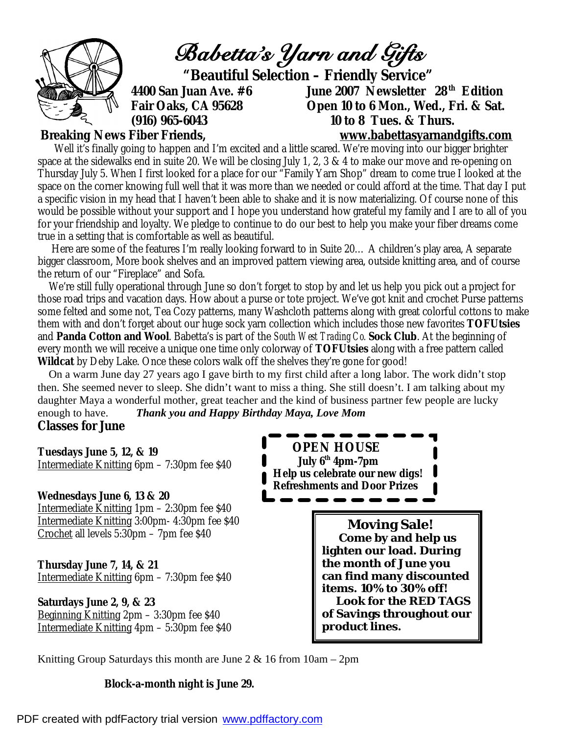# Babetta's Yarn and Gifts

**"Beautiful Selection – Friendly Service"**

**4400 San Juan Ave. #6**
**Fair Oaks, CA 95628**
**(916) 965-6043**

**June 2007 Newsletter 28th Edition**
**Open 10 to 6 Mon., Wed., Fri. & Sat.**
**10 to 8 Tues. & Thurs.**
**www.babettasyarnandgifts.com**

**Breaking News Fiber Friends,**

Well it's finally going to happen and I'm excited and a little scared. We're moving into our bigger brighter space at the sidewalks end in suite 20. We will be closing July 1, 2, 3 & 4 to make our move and re-opening on Thursday July 5. When I first looked for a place for our "Family Yarn Shop" dream to come true I looked at the space on the corner knowing full well that it was more than we needed or could afford at the time. That day I put a specific vision in my head that I haven't been able to shake and it is now materializing. Of course none of this would be possible without your support and I hope you understand how grateful my family and I are to all of you for your friendship and loyalty. We pledge to continue to do our best to help you make your fiber dreams come true in a setting that is comfortable as well as beautiful.

Here are some of the features I'm really looking forward to in Suite 20… A children's play area, A separate bigger classroom, More book shelves and an improved pattern viewing area, outside knitting area, and of course the return of our "Fireplace" and Sofa.

We're still fully operational through June so don't forget to stop by and let us help you pick out a project for those road trips and vacation days. How about a purse or tote project. We've got knit and crochet Purse patterns some felted and some not, Tea Cozy patterns, many Washcloth patterns along with great colorful cottons to make them with and don't forget about our huge sock yarn collection which includes those new favorites **TOFUtsies** and **Panda Cotton and Wool**. Babetta's is part of the *South West Trading Co.* **Sock Club**. At the beginning of every month we will receive a unique one time only colorway of **TOFUtsies** along with a free pattern called **Wildcat** by Deby Lake. Once these colors walk off the shelves they're gone for good!

On a warm June day 27 years ago I gave birth to my first child after a long labor. The work didn't stop then. She seemed never to sleep. She didn't want to miss a thing. She still doesn't. I am talking about my daughter Maya a wonderful mother, great teacher and the kind of business partner few people are lucky enough to have. ***Thank you and Happy Birthday Maya, Love Mom***

## Classes for June

**Tuesdays June 5, 12, & 19**
Intermediate Knitting 6pm – 7:30pm fee $40

**Wednesdays June 6, 13 & 20**
Intermediate Knitting 1pm – 2:30pm fee $40
Intermediate Knitting 3:00pm- 4:30pm fee $40
Crochet all levels 5:30pm – 7pm fee $40

**Thursday June 7, 14, & 21**
Intermediate Knitting 6pm – 7:30pm fee $40

**Saturdays June 2, 9, & 23**
Beginning Knitting 2pm – 3:30pm fee $40
Intermediate Knitting 4pm – 5:30pm fee $40

**OPEN HOUSE**
**July 6th 4pm-7pm**
**Help us celebrate our new digs!**
**Refreshments and Door Prizes**

**Moving Sale!**
**Come by and help us lighten our load. During the month of June you can find many discounted items. 10% to 30% off!**
**Look for the RED TAGS of Savings throughout our product lines.**

Knitting Group Saturdays this month are June 2 & 16 from 10am – 2pm

**Block-a-month night is June 29.**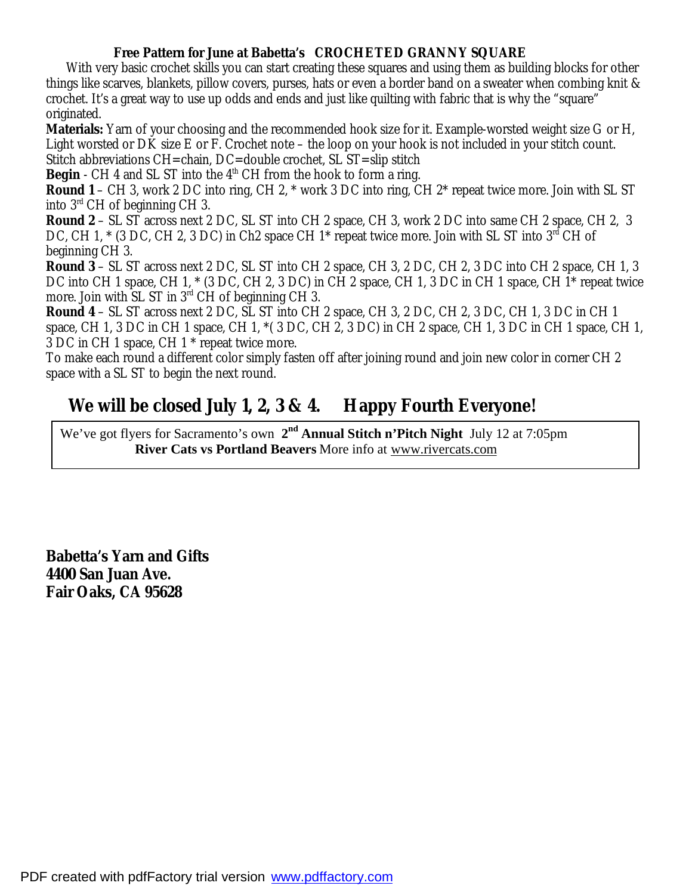**Free Pattern for June at Babetta's CROCHETED GRANNY SQUARE**

With very basic crochet skills you can start creating these squares and using them as building blocks for other things like scarves, blankets, pillow covers, purses, hats or even a border band on a sweater when combing knit & crochet. It's a great way to use up odds and ends and just like quilting with fabric that is why the "square" originated.

**Materials:** Yarn of your choosing and the recommended hook size for it. Example-worsted weight size G or H, Light worsted or DK size E or F. Crochet note – the loop on your hook is not included in your stitch count. Stitch abbreviations CH=chain, DC=double crochet, SL ST=slip stitch

**Begin** - CH 4 and SL ST into the 4th CH from the hook to form a ring.

**Round 1** – CH 3, work 2 DC into ring, CH 2, * work 3 DC into ring, CH 2* repeat twice more. Join with SL ST into 3rd CH of beginning CH 3.

**Round 2** – SL ST across next 2 DC, SL ST into CH 2 space, CH 3, work 2 DC into same CH 2 space, CH 2, 3 DC, CH 1, * (3 DC, CH 2, 3 DC) in Ch2 space CH 1* repeat twice more. Join with SL ST into 3rd CH of beginning CH 3.

**Round 3** – SL ST across next 2 DC, SL ST into CH 2 space, CH 3, 2 DC, CH 2, 3 DC into CH 2 space, CH 1, 3 DC into CH 1 space, CH 1, * (3 DC, CH 2, 3 DC) in CH 2 space, CH 1, 3 DC in CH 1 space, CH 1* repeat twice more. Join with SL ST in 3rd CH of beginning CH 3.

**Round 4** – SL ST across next 2 DC, SL ST into CH 2 space, CH 3, 2 DC, CH 2, 3 DC, CH 1, 3 DC in CH 1 space, CH 1, 3 DC in CH 1 space, CH 1, *( 3 DC, CH 2, 3 DC) in CH 2 space, CH 1, 3 DC in CH 1 space, CH 1, 3 DC in CH 1 space, CH 1 * repeat twice more.

To make each round a different color simply fasten off after joining round and join new color in corner CH 2 space with a SL ST to begin the next round.

## We will be closed July 1, 2, 3 & 4. Happy Fourth Everyone!

We've got flyers for Sacramento's own **2nd Annual Stitch n'Pitch Night** July 12 at 7:05pm
**River Cats vs Portland Beavers** More info at www.rivercats.com

**Babetta's Yarn and Gifts**
**4400 San Juan Ave.**
**Fair Oaks, CA 95628**